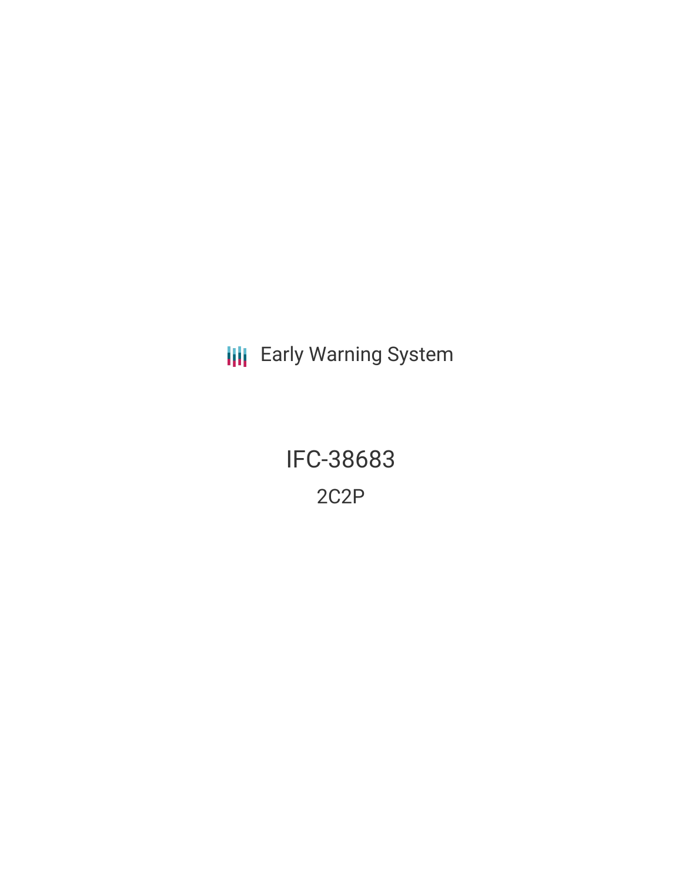Early Warning System

# IFC-38683

## 2C2P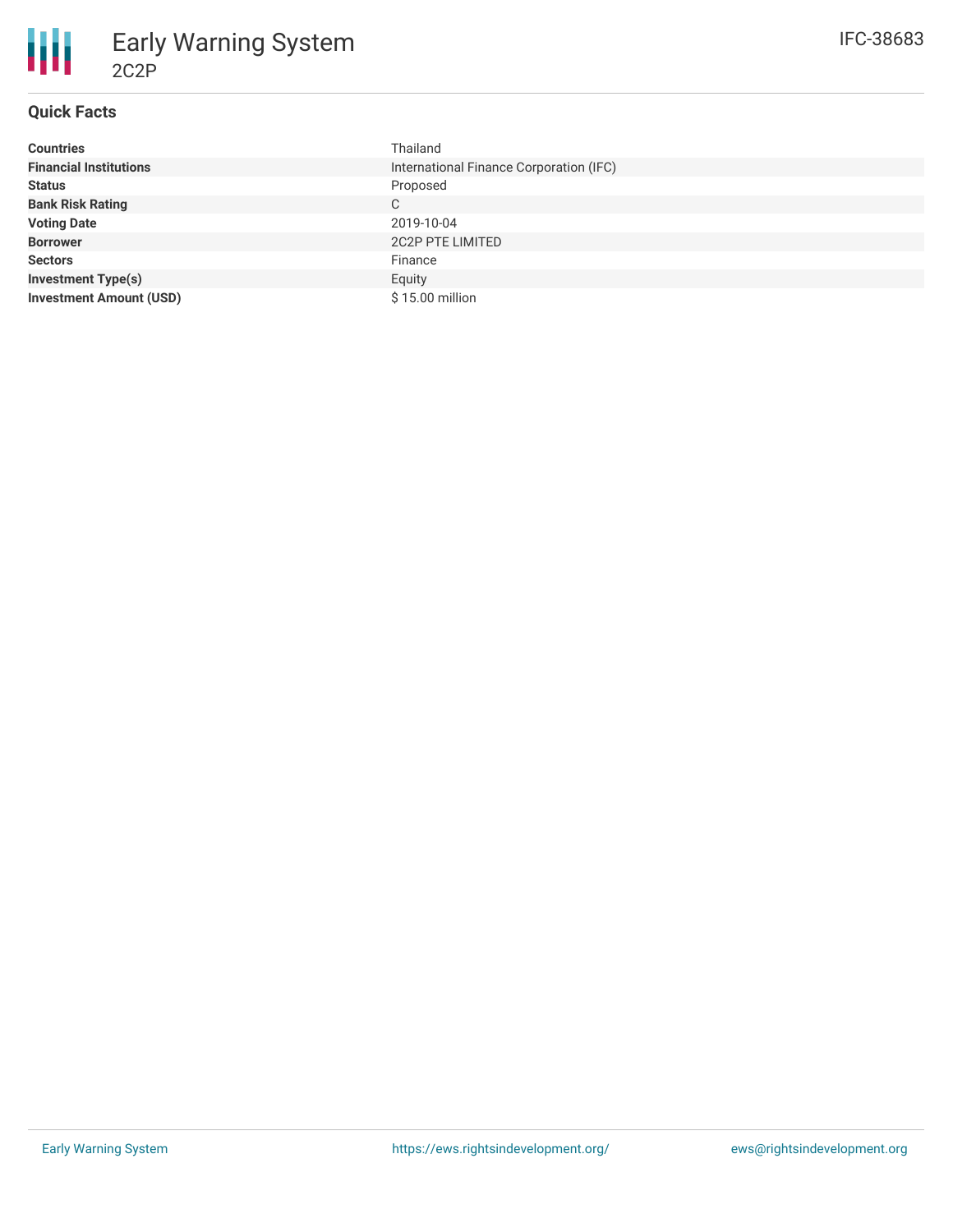# Early Warning System

## 2C2P

IFC-38683

### Quick Facts

| | |
|---|---|
| **Countries** | Thailand |
| **Financial Institutions** | International Finance Corporation (IFC) |
| **Status** | Proposed |
| **Bank Risk Rating** | C |
| **Voting Date** | 2019-10-04 |
| **Borrower** | 2C2P PTE LIMITED |
| **Sectors** | Finance |
| **Investment Type(s)** | Equity |
| **Investment Amount (USD)** | $ 15.00 million |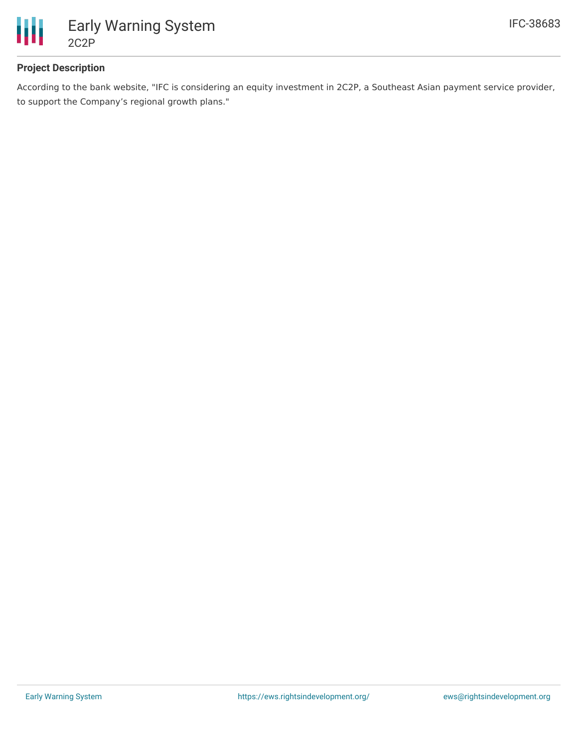## Project Description

According to the bank website, "IFC is considering an equity investment in 2C2P, a Southeast Asian payment service provider, to support the Company’s regional growth plans."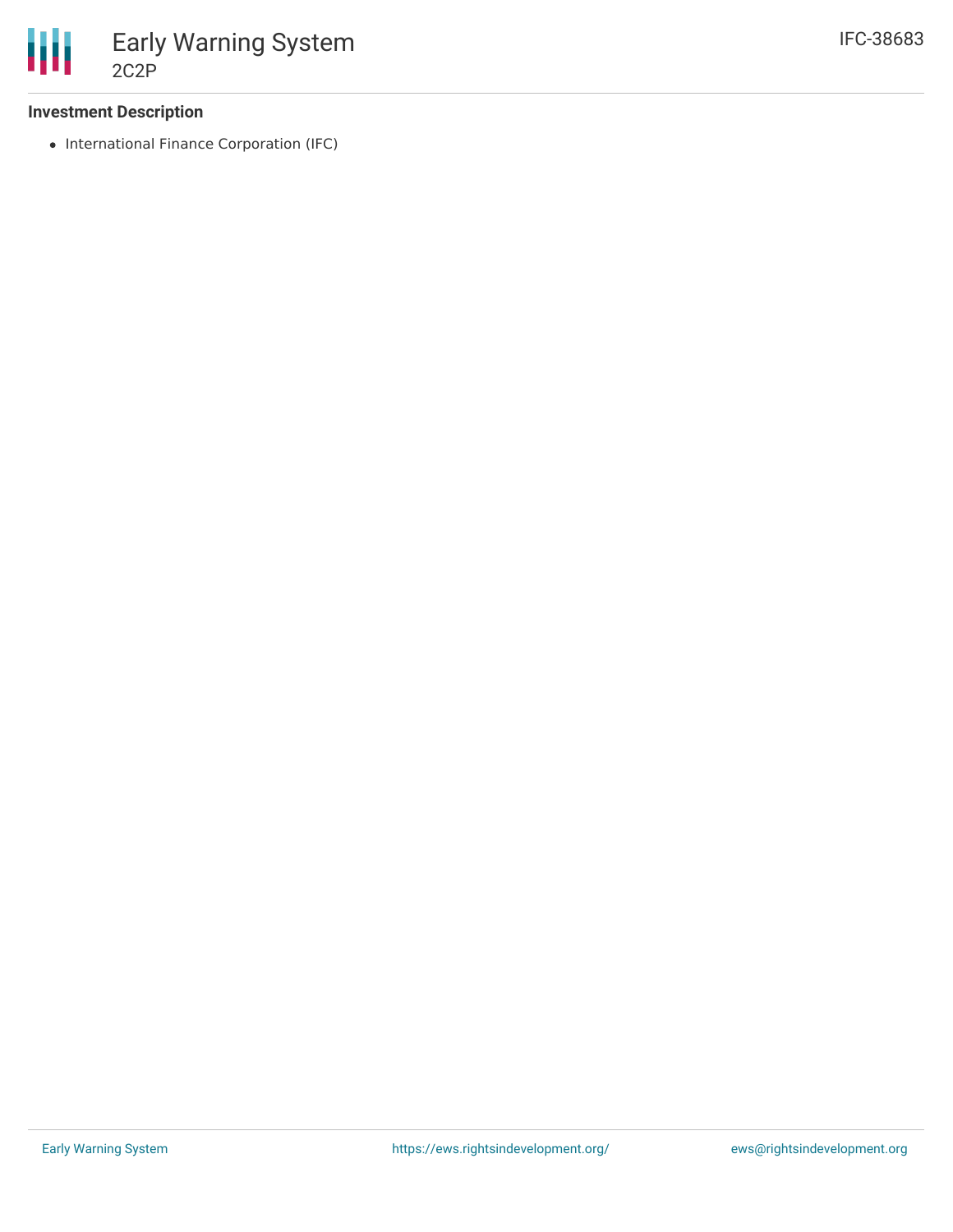### Investment Description

- International Finance Corporation (IFC)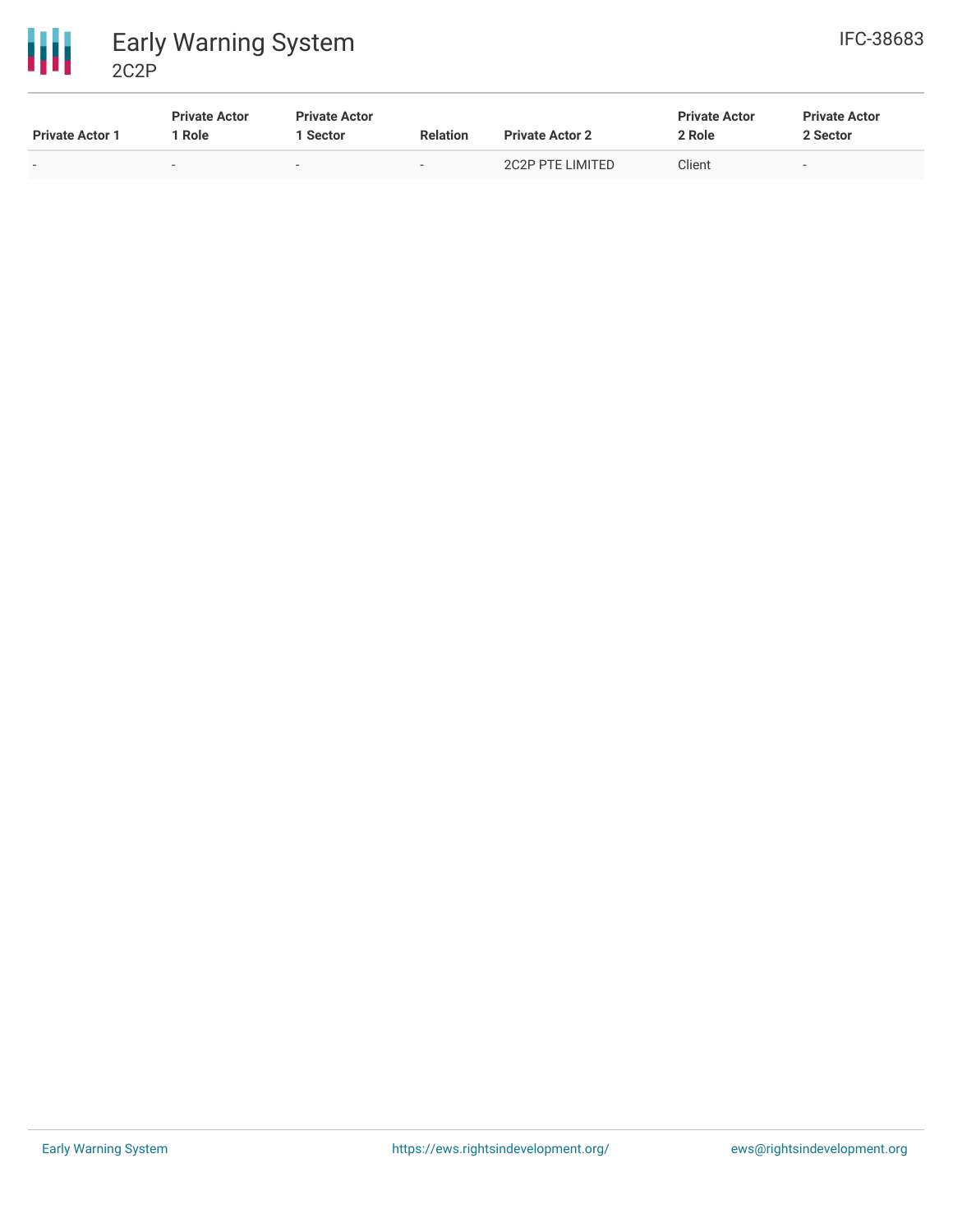| Private Actor 1 | Private Actor 1 Role | Private Actor 1 Sector | Relation | Private Actor 2 | Private Actor 2 Role | Private Actor 2 Sector |
|---|---|---|---|---|---|---|
| - | - | - | - | 2C2P PTE LIMITED | Client | - |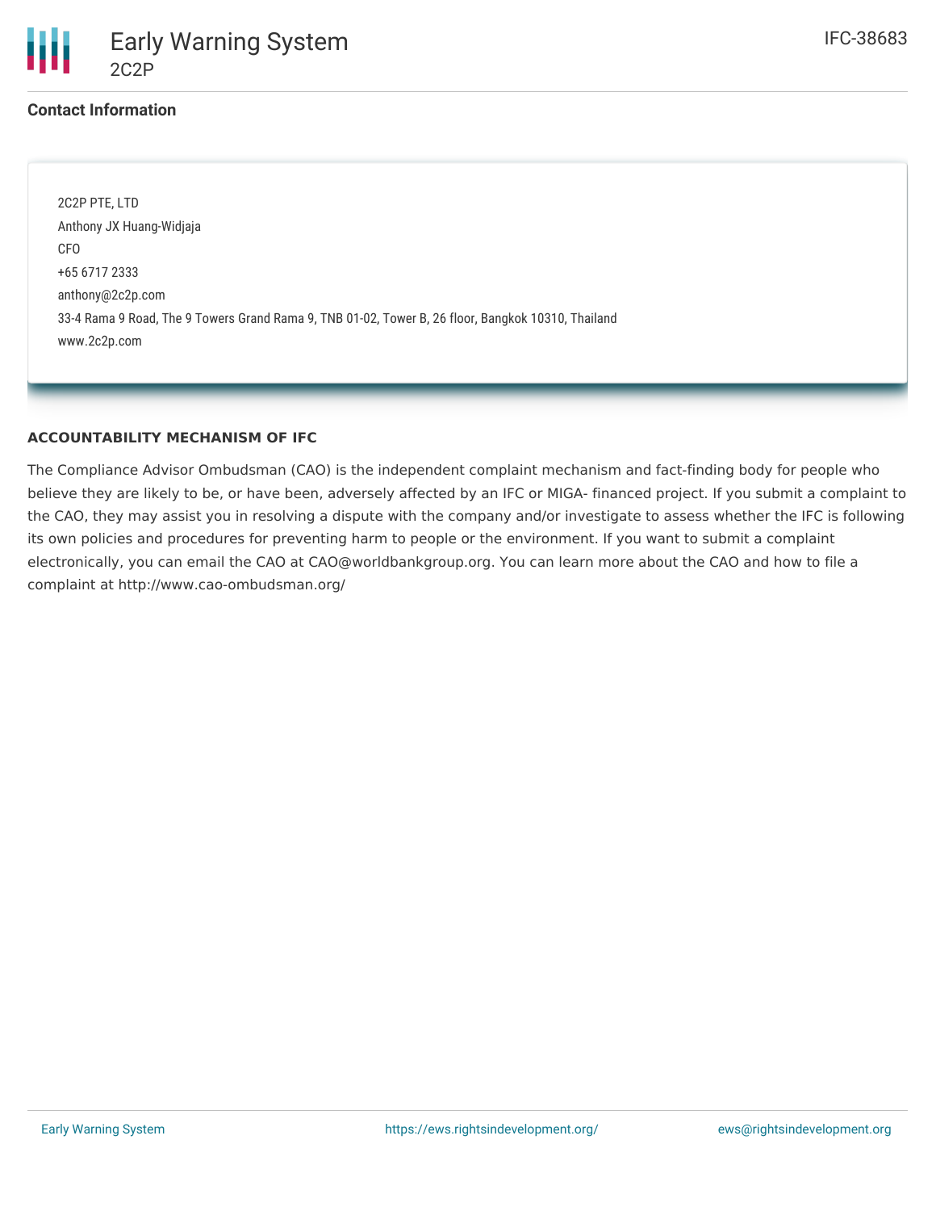## Contact Information

2C2P PTE, LTD
Anthony JX Huang-Widjaja
CFO
+65 6717 2333
anthony@2c2p.com
33-4 Rama 9 Road, The 9 Towers Grand Rama 9, TNB 01-02, Tower B, 26 floor, Bangkok 10310, Thailand
www.2c2p.com

### ACCOUNTABILITY MECHANISM OF IFC

The Compliance Advisor Ombudsman (CAO) is the independent complaint mechanism and fact-finding body for people who believe they are likely to be, or have been, adversely affected by an IFC or MIGA- financed project. If you submit a complaint to the CAO, they may assist you in resolving a dispute with the company and/or investigate to assess whether the IFC is following its own policies and procedures for preventing harm to people or the environment. If you want to submit a complaint electronically, you can email the CAO at CAO@worldbankgroup.org. You can learn more about the CAO and how to file a complaint at http://www.cao-ombudsman.org/